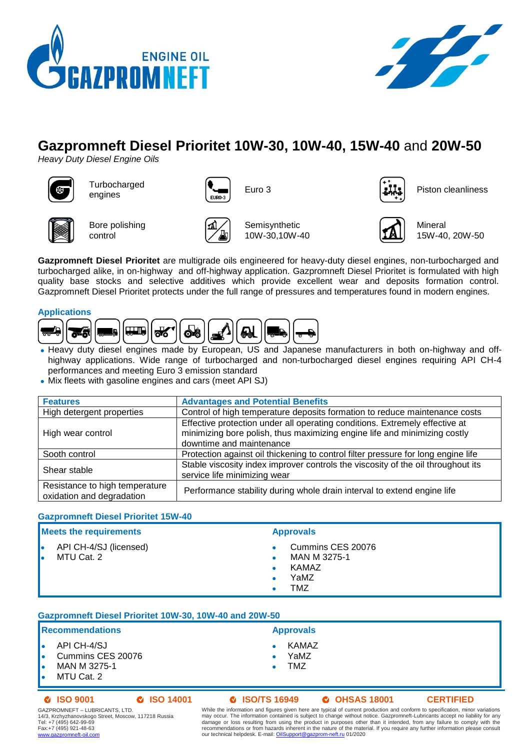# Gazpromneft Diesel Prioritet 10W-30, 10W-40, 15W-40 and 20W-50

*Heavy Duty Diesel Engine Oils*

- Turbocharged engines
- Euro 3
- Piston cleanliness
- Bore polishing control
- Semisynthetic 10W-30,10W-40
- Mineral 15W-40, 20W-50

**Gazpromneft Diesel Prioritet** are multigrade oils engineered for heavy-duty diesel engines, non-turbocharged and turbocharged alike, in on-highway and off-highway application. Gazpromneft Diesel Prioritet is formulated with high quality base stocks and selective additives which provide excellent wear and deposits formation control. Gazpromneft Diesel Prioritet protects under the full range of pressures and temperatures found in modern engines.

## Applications

- Heavy duty diesel engines made by European, US and Japanese manufacturers in both on-highway and off-highway applications. Wide range of turbocharged and non-turbocharged diesel engines requiring API CH-4 performances and meeting Euro 3 emission standard
- Mix fleets with gasoline engines and cars (meet API SJ)

| Features | Advantages and Potential Benefits |
|---|---|
| High detergent properties | Control of high temperature deposits formation to reduce maintenance costs |
| High wear control | Effective protection under all operating conditions. Extremely effective at minimizing bore polish, thus maximizing engine life and minimizing costly downtime and maintenance |
| Sooth control | Protection against oil thickening to control filter pressure for long engine life |
| Shear stable | Stable viscosity index improver controls the viscosity of the oil throughout its service life minimizing wear |
| Resistance to high temperature oxidation and degradation | Performance stability during whole drain interval to extend engine life |

## Gazpromneft Diesel Prioritet 15W-40

### Meets the requirements

- API CH-4/SJ (licensed)
- MTU Cat. 2

### Approvals

- Cummins CES 20076
- MAN M 3275-1
- KAMAZ
- YaMZ
- TMZ

## Gazpromneft Diesel Prioritet 10W-30, 10W-40 and 20W-50

### Recommendations

- API CH-4/SJ
- Cummins CES 20076
- MAN M 3275-1
- MTU Cat. 2

### Approvals

- KAMAZ
- YaMZ
- TMZ

ISO 9001 | ISO 14001 | ISO/TS 16949 | OHSAS 18001 | CERTIFIED

GAZPROMNEFT – LUBRICANTS, LTD.
14/3, Krzhyzhanovskogo Street, Moscow, 117218 Russia
Tel: +7 (495) 642-99-69
Fax:+7 (495) 921-48-63
www.gazpromneft-oil.com

While the information and figures given here are typical of current production and conform to specification, minor variations may occur. The information contained is subject to change without notice. Gazpromneft-Lubricants accept no liability for any damage or loss resulting from using the product in purposes other than it intended, from any failure to comply with the recommendations or from hazards inherent in the nature of the material. If you require any further information please consult our technical helpdesk. E-mail: OilSupport@gazprom-neft.ru 01/2020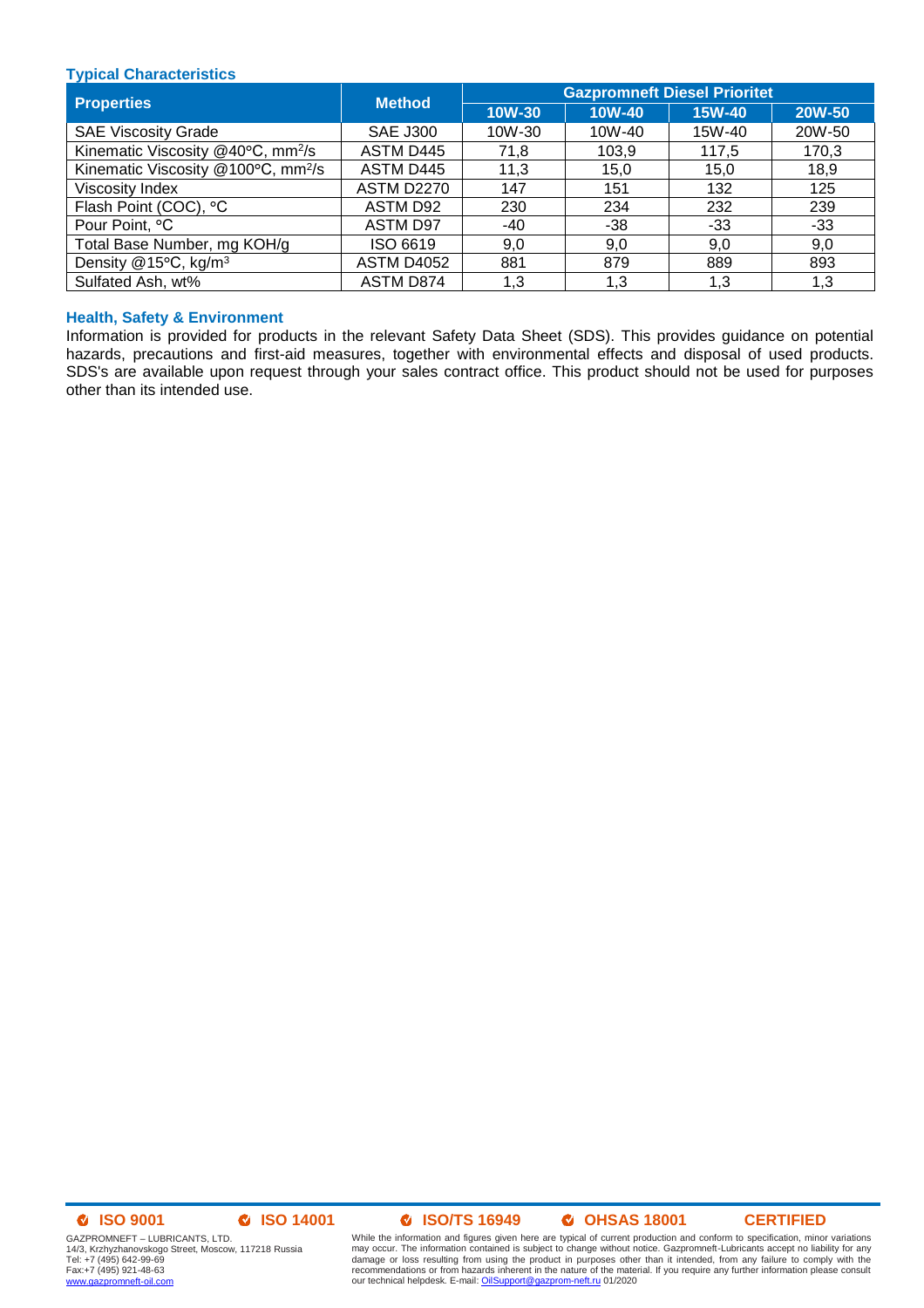### Typical Characteristics

| Properties | Method | Gazpromneft Diesel Prioritet | | | |
|---|---|---|---|---|---|
| | | 10W-30 | 10W-40 | 15W-40 | 20W-50 |
| SAE Viscosity Grade | SAE J300 | 10W-30 | 10W-40 | 15W-40 | 20W-50 |
| Kinematic Viscosity @40°C, $mm^2/s$ | ASTM D445 | 71,8 | 103,9 | 117,5 | 170,3 |
| Kinematic Viscosity @100°C, $mm^2/s$ | ASTM D445 | 11,3 | 15,0 | 15,0 | 18,9 |
| Viscosity Index | ASTM D2270 | 147 | 151 | 132 | 125 |
| Flash Point (COC), °C | ASTM D92 | 230 | 234 | 232 | 239 |
| Pour Point, °C | ASTM D97 | -40 | -38 | -33 | -33 |
| Total Base Number, mg KOH/g | ISO 6619 | 9,0 | 9,0 | 9,0 | 9,0 |
| Density @15°C, $kg/m^3$ | ASTM D4052 | 881 | 879 | 889 | 893 |
| Sulfated Ash, wt% | ASTM D874 | 1,3 | 1,3 | 1,3 | 1,3 |

### Health, Safety & Environment

Information is provided for products in the relevant Safety Data Sheet (SDS). This provides guidance on potential hazards, precautions and first-aid measures, together with environmental effects and disposal of used products. SDS's are available upon request through your sales contract office. This product should not be used for purposes other than its intended use.

**ISO 9001** **ISO 14001** **ISO/TS 16949** **OHSAS 18001** **CERTIFIED**

GAZPROMNEFT – LUBRICANTS, LTD.
14/3, Krzhyzhanovskogo Street, Moscow, 117218 Russia
Tel: +7 (495) 642-99-69
Fax:+7 (495) 921-48-63
www.gazpromneft-oil.com

While the information and figures given here are typical of current production and conform to specification, minor variations may occur. The information contained is subject to change without notice. Gazpromneft-Lubricants accept no liability for any damage or loss resulting from using the product in purposes other than it intended, from any failure to comply with the recommendations or from hazards inherent in the nature of the material. If you require any further information please consult our technical helpdesk. E-mail: OilSupport@gazprom-neft.ru 01/2020